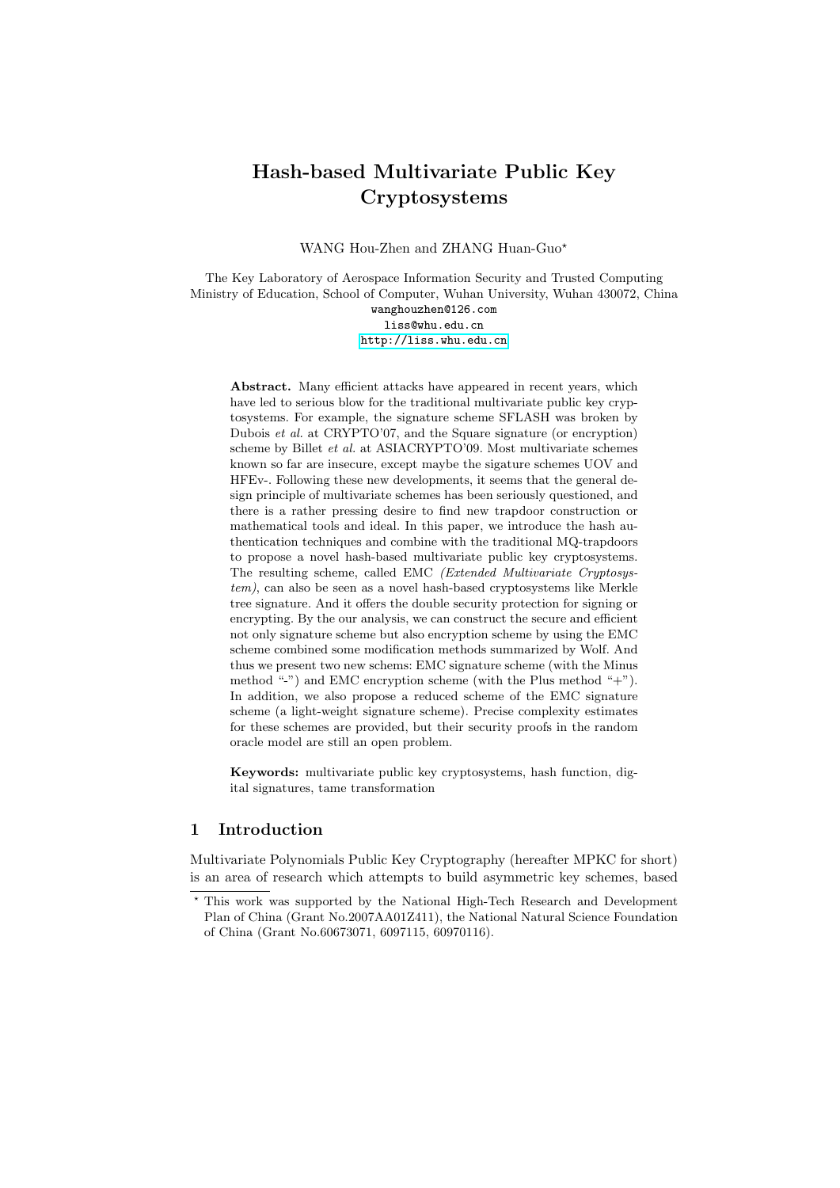# Hash-based Multivariate Public Key Cryptosystems

WANG Hou-Zhen and ZHANG Huan-Guo*

The Key Laboratory of Aerospace Information Security and Trusted Computing
Ministry of Education, School of Computer, Wuhan University, Wuhan 430072, China
wanghouzhen@126.com
liss@whu.edu.cn
http://liss.whu.edu.cn

**Abstract.** Many efficient attacks have appeared in recent years, which have led to serious blow for the traditional multivariate public key cryptosystems. For example, the signature scheme SFLASH was broken by Dubois *et al.* at CRYPTO'07, and the Square signature (or encryption) scheme by Billet *et al.* at ASIACRYPTO'09. Most multivariate schemes known so far are insecure, except maybe the sigature schemes UOV and HFEv-. Following these new developments, it seems that the general design principle of multivariate schemes has been seriously questioned, and there is a rather pressing desire to find new trapdoor construction or mathematical tools and ideal. In this paper, we introduce the hash authentication techniques and combine with the traditional MQ-trapdoors to propose a novel hash-based multivariate public key cryptosystems. The resulting scheme, called EMC *(Extended Multivariate Cryptosystem)*, can also be seen as a novel hash-based cryptosystems like Merkle tree signature. And it offers the double security protection for signing or encrypting. By the our analysis, we can construct the secure and efficient not only signature scheme but also encryption scheme by using the EMC scheme combined some modification methods summarized by Wolf. And thus we present two new schems: EMC signature scheme (with the Minus method "-") and EMC encryption scheme (with the Plus method "+"). In addition, we also propose a reduced scheme of the EMC signature scheme (a light-weight signature scheme). Precise complexity estimates for these schemes are provided, but their security proofs in the random oracle model are still an open problem.

**Keywords:** multivariate public key cryptosystems, hash function, digital signatures, tame transformation

## 1 Introduction

Multivariate Polynomials Public Key Cryptography (hereafter MPKC for short) is an area of research which attempts to build asymmetric key schemes, based

---

* This work was supported by the National High-Tech Research and Development Plan of China (Grant No.2007AA01Z411), the National Natural Science Foundation of China (Grant No.60673071, 6097115, 60970116).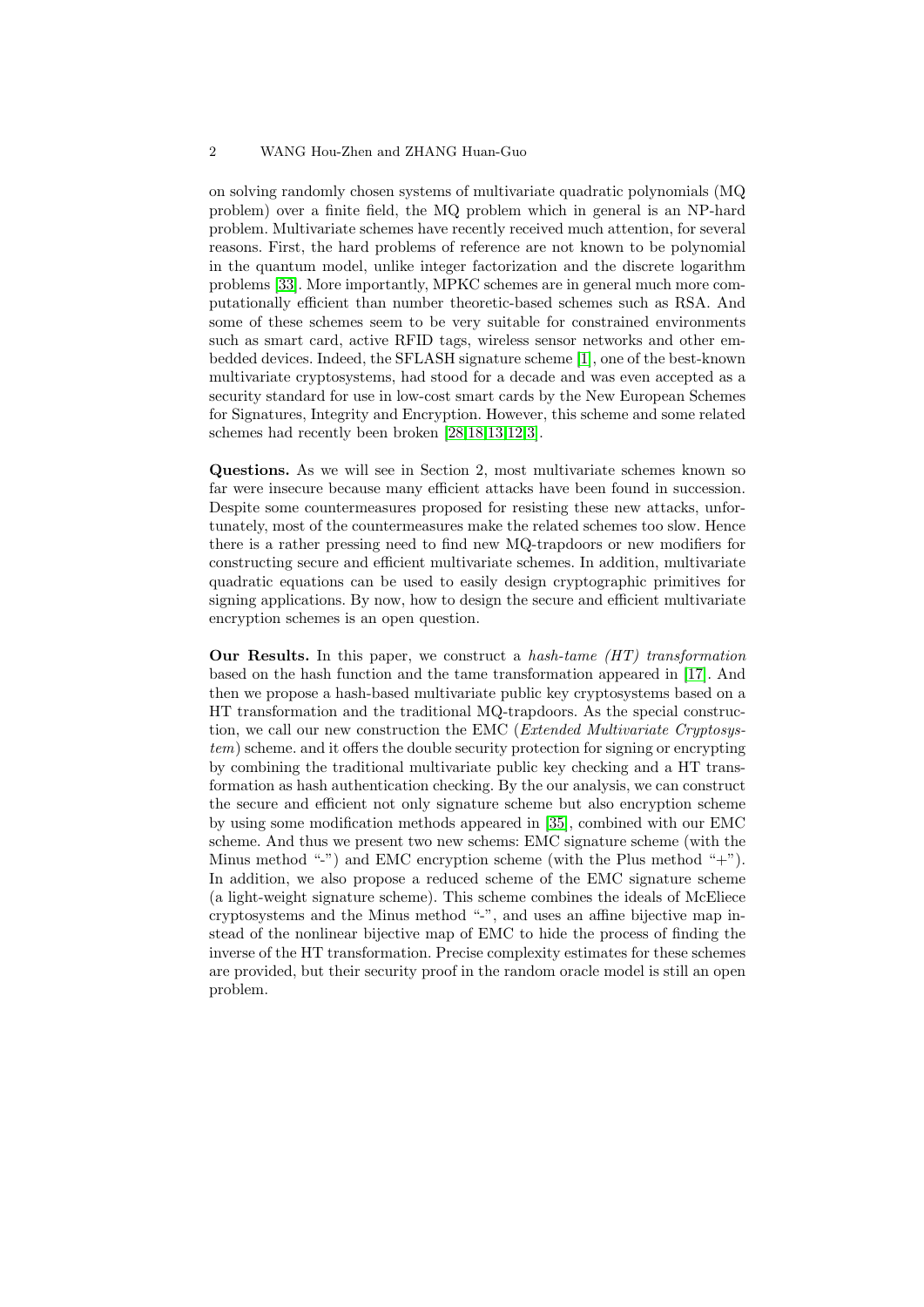on solving randomly chosen systems of multivariate quadratic polynomials (MQ problem) over a finite field, the MQ problem which in general is an NP-hard problem. Multivariate schemes have recently received much attention, for several reasons. First, the hard problems of reference are not known to be polynomial in the quantum model, unlike integer factorization and the discrete logarithm problems [33]. More importantly, MPKC schemes are in general much more computationally efficient than number theoretic-based schemes such as RSA. And some of these schemes seem to be very suitable for constrained environments such as smart card, active RFID tags, wireless sensor networks and other embedded devices. Indeed, the SFLASH signature scheme [1], one of the best-known multivariate cryptosystems, had stood for a decade and was even accepted as a security standard for use in low-cost smart cards by the New European Schemes for Signatures, Integrity and Encryption. However, this scheme and some related schemes had recently been broken [28,18,13,12,3].

**Questions.** As we will see in Section 2, most multivariate schemes known so far were insecure because many efficient attacks have been found in succession. Despite some countermeasures proposed for resisting these new attacks, unfortunately, most of the countermeasures make the related schemes too slow. Hence there is a rather pressing need to find new MQ-trapdoors or new modifiers for constructing secure and efficient multivariate schemes. In addition, multivariate quadratic equations can be used to easily design cryptographic primitives for signing applications. By now, how to design the secure and efficient multivariate encryption schemes is an open question.

**Our Results.** In this paper, we construct a *hash-tame (HT) transformation* based on the hash function and the tame transformation appeared in [17]. And then we propose a hash-based multivariate public key cryptosystems based on a HT transformation and the traditional MQ-trapdoors. As the special construction, we call our new construction the EMC (*Extended Multivariate Cryptosystem*) scheme. and it offers the double security protection for signing or encrypting by combining the traditional multivariate public key checking and a HT transformation as hash authentication checking. By the our analysis, we can construct the secure and efficient not only signature scheme but also encryption scheme by using some modification methods appeared in [35], combined with our EMC scheme. And thus we present two new schems: EMC signature scheme (with the Minus method "-") and EMC encryption scheme (with the Plus method "+"). In addition, we also propose a reduced scheme of the EMC signature scheme (a light-weight signature scheme). This scheme combines the ideals of McEliece cryptosystems and the Minus method "-", and uses an affine bijective map instead of the nonlinear bijective map of EMC to hide the process of finding the inverse of the HT transformation. Precise complexity estimates for these schemes are provided, but their security proof in the random oracle model is still an open problem.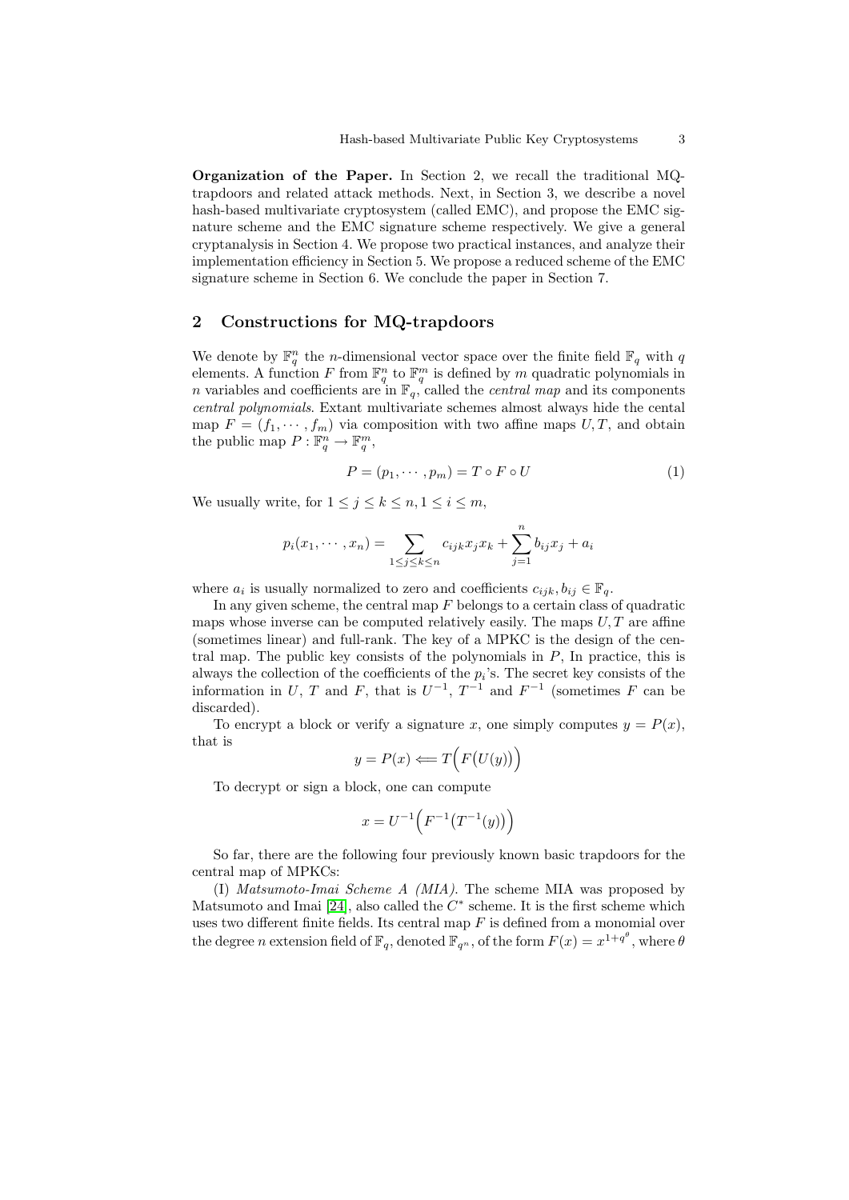**Organization of the Paper.** In Section 2, we recall the traditional MQ-trapdoors and related attack methods. Next, in Section 3, we describe a novel hash-based multivariate cryptosystem (called EMC), and propose the EMC signature scheme and the EMC signature scheme respectively. We give a general cryptanalysis in Section 4. We propose two practical instances, and analyze their implementation efficiency in Section 5. We propose a reduced scheme of the EMC signature scheme in Section 6. We conclude the paper in Section 7.

## 2 Constructions for MQ-trapdoors

We denote by $\mathbb{F}_q^n$ the $n$-dimensional vector space over the finite field $\mathbb{F}_q$ with $q$ elements. A function $F$ from $\mathbb{F}_q^n$ to $\mathbb{F}_q^m$ is defined by $m$ quadratic polynomials in $n$ variables and coefficients are in $\mathbb{F}_q$, called the *central map* and its components *central polynomials*. Extant multivariate schemes almost always hide the cental map $F = (f_1, \cdots, f_m)$ via composition with two affine maps $U, T$, and obtain the public map $P : \mathbb{F}_q^n \to \mathbb{F}_q^m$,

$$P = (p_1, \cdots, p_m) = T \circ F \circ U \tag{1}$$

We usually write, for $1 \leq j \leq k \leq n, 1 \leq i \leq m$,

$$p_i(x_1, \cdots, x_n) = \sum_{1 \leq j \leq k \leq n} c_{ijk} x_j x_k + \sum_{j=1}^{n} b_{ij} x_j + a_i$$

where $a_i$ is usually normalized to zero and coefficients $c_{ijk}, b_{ij} \in \mathbb{F}_q$.

In any given scheme, the central map $F$ belongs to a certain class of quadratic maps whose inverse can be computed relatively easily. The maps $U, T$ are affine (sometimes linear) and full-rank. The key of a MPKC is the design of the central map. The public key consists of the polynomials in $P$, In practice, this is always the collection of the coefficients of the $p_i$'s. The secret key consists of the information in $U$, $T$ and $F$, that is $U^{-1}$, $T^{-1}$ and $F^{-1}$ (sometimes $F$ can be discarded).

To encrypt a block or verify a signature $x$, one simply computes $y = P(x)$, that is

$$y = P(x) \Longleftarrow T\Big(F\big(U(y)\big)\Big)$$

To decrypt or sign a block, one can compute

$$x = U^{-1}\Big(F^{-1}\big(T^{-1}(y)\big)\Big)$$

So far, there are the following four previously known basic trapdoors for the central map of MPKCs:

(I) *Matsumoto-Imai Scheme A (MIA).* The scheme MIA was proposed by Matsumoto and Imai [24], also called the $C^*$ scheme. It is the first scheme which uses two different finite fields. Its central map $F$ is defined from a monomial over the degree $n$ extension field of $\mathbb{F}_q$, denoted $\mathbb{F}_{q^n}$, of the form $F(x) = x^{1+q^\theta}$, where $\theta$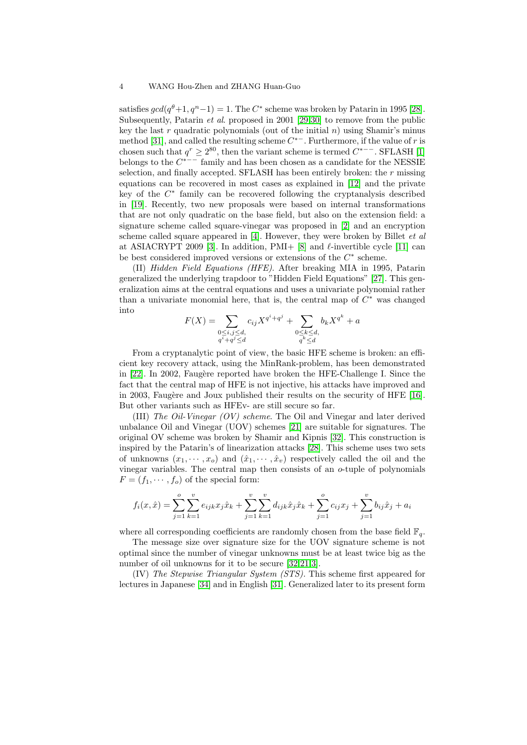satisfies $gcd(q^\theta+1, q^n-1) = 1$. The $C^*$ scheme was broken by Patarin in 1995 [28]. Subsequently, Patarin *et al*. proposed in 2001 [29,30] to remove from the public key the last $r$ quadratic polynomials (out of the initial $n$) using Shamir's minus method [31], and called the resulting scheme $C^{*-}$. Furthermore, if the value of $r$ is chosen such that $q^r \geq 2^{80}$, then the variant scheme is termed $C^{*--}$. SFLASH [1] belongs to the $C^{*--}$ family and has been chosen as a candidate for the NESSIE selection, and finally accepted. SFLASH has been entirely broken: the $r$ missing equations can be recovered in most cases as explained in [12] and the private key of the $C^*$ family can be recovered following the cryptanalysis described in [19]. Recently, two new proposals were based on internal transformations that are not only quadratic on the base field, but also on the extension field: a signature scheme called square-vinegar was proposed in [2] and an encryption scheme called square appeared in [4]. However, they were broken by Billet *et al* at ASIACRYPT 2009 [3]. In addition, PMI+ [8] and $\ell$-invertible cycle [11] can be best considered improved versions or extensions of the $C^*$ scheme.

(II) *Hidden Field Equations (HFE)*. After breaking MIA in 1995, Patarin generalized the underlying trapdoor to "Hidden Field Equations" [27]. This generalization aims at the central equations and uses a univariate polynomial rather than a univariate monomial here, that is, the central map of $C^*$ was changed into

$$F(X) = \sum_{\substack{0 \leq i,j \leq d, \\ q^i+q^j \leq d}} c_{ij} X^{q^i+q^j} + \sum_{\substack{0 \leq k \leq d, \\ q^k \leq d}} b_k X^{q^k} + a$$

From a cryptanalytic point of view, the basic HFE scheme is broken: an efficient key recovery attack, using the MinRank-problem, has been demonstrated in [22]. In 2002, Faugère reported have broken the HFE-Challenge I. Since the fact that the central map of HFE is not injective, his attacks have improved and in 2003, Faugère and Joux published their results on the security of HFE [16]. But other variants such as HFEv- are still secure so far.

(III) *The Oil-Vinegar (OV) scheme*. The Oil and Vinegar and later derived unbalance Oil and Vinegar (UOV) schemes [21] are suitable for signatures. The original OV scheme was broken by Shamir and Kipnis [32]. This construction is inspired by the Patarin's of linearization attacks [28]. This scheme uses two sets of unknowns $(x_1, \cdots, x_o)$ and $(\hat{x}_1, \cdots, \hat{x}_v)$ respectively called the oil and the vinegar variables. The central map then consists of an $o$-tuple of polynomials $F = (f_1, \cdots, f_o)$ of the special form:

$$f_i(x, \hat{x}) = \sum_{j=1}^{o} \sum_{k=1}^{v} e_{ijk} x_j \hat{x}_k + \sum_{j=1}^{v} \sum_{k=1}^{v} d_{ijk} \hat{x}_j \hat{x}_k + \sum_{j=1}^{o} c_{ij} x_j + \sum_{j=1}^{v} b_{ij} \hat{x}_j + a_i$$

where all corresponding coefficients are randomly chosen from the base field $\mathbb{F}_q$.

The message size over signature size for the UOV signature scheme is not optimal since the number of vinegar unknowns must be at least twice big as the number of oil unknowns for it to be secure [32,21,3].

(IV) *The Stepwise Triangular System (STS)*. This scheme first appeared for lectures in Japanese [34] and in English [31]. Generalized later to its present form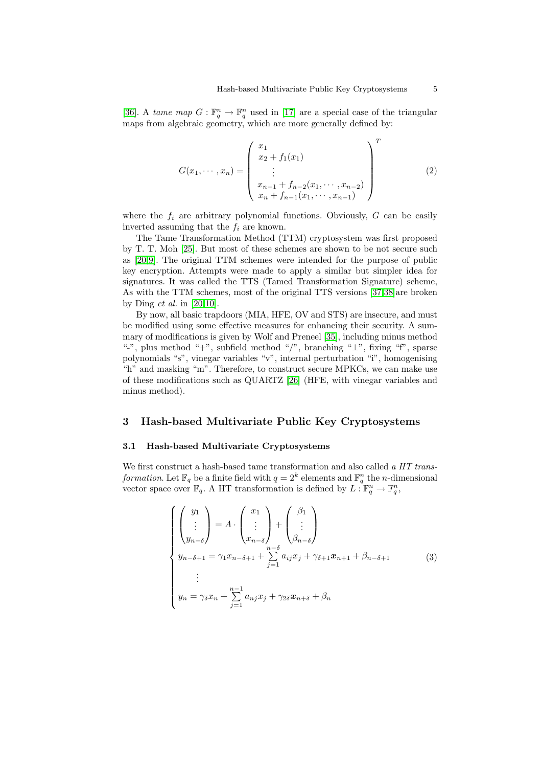[36]. A *tame map* $G : \mathbb{F}_q^n \to \mathbb{F}_q^n$ used in [17] are a special case of the triangular maps from algebraic geometry, which are more generally defined by:

$$
G(x_1, \cdots, x_n) = \begin{pmatrix} x_1 \\ x_2 + f_1(x_1) \\ \vdots \\ x_{n-1} + f_{n-2}(x_1, \cdots, x_{n-2}) \\ x_n + f_{n-1}(x_1, \cdots, x_{n-1}) \end{pmatrix}^T \tag{2}
$$

where the $f_i$ are arbitrary polynomial functions. Obviously, $G$ can be easily inverted assuming that the $f_i$ are known.

The Tame Transformation Method (TTM) cryptosystem was first proposed by T. T. Moh [25]. But most of these schemes are shown to be not secure such as [20,9]. The original TTM schemes were intended for the purpose of public key encryption. Attempts were made to apply a similar but simpler idea for signatures. It was called the TTS (Tamed Transformation Signature) scheme, As with the TTM schemes, most of the original TTS versions [37,38] are broken by Ding *et al.* in [20,10].

By now, all basic trapdoors (MIA, HFE, OV and STS) are insecure, and must be modified using some effective measures for enhancing their security. A summary of modifications is given by Wolf and Preneel [35], including minus method "-", plus method "+", subfield method "/", branching "⊥", fixing "f", sparse polynomials "s", vinegar variables "v", internal perturbation "i", homogenising "h" and masking "m". Therefore, to construct secure MPKCs, we can make use of these modifications such as QUARTZ [26] (HFE, with vinegar variables and minus method).

## 3 Hash-based Multivariate Public Key Cryptosystems

### 3.1 Hash-based Multivariate Cryptosystems

We first construct a hash-based tame transformation and also called *a HT transformation*. Let $\mathbb{F}_q$ be a finite field with $q = 2^k$ elements and $\mathbb{F}_q^n$ the $n$-dimensional vector space over $\mathbb{F}_q$. A HT transformation is defined by $L : \mathbb{F}_q^n \to \mathbb{F}_q^n$,

$$
\begin{cases}
\begin{pmatrix} y_1 \\ \vdots \\ y_{n-\delta} \end{pmatrix} = A \cdot \begin{pmatrix} x_1 \\ \vdots \\ x_{n-\delta} \end{pmatrix} + \begin{pmatrix} \beta_1 \\ \vdots \\ \beta_{n-\delta} \end{pmatrix} \\
y_{n-\delta+1} = \gamma_1 x_{n-\delta+1} + \sum\limits_{j=1}^{n-\delta} a_{ij} x_j + \gamma_{\delta+1} \boldsymbol{x}_{n+1} + \beta_{n-\delta+1} \\
\quad \vdots \\
y_n = \gamma_\delta x_n + \sum\limits_{j=1}^{n-1} a_{nj} x_j + \gamma_{2\delta} \boldsymbol{x}_{n+\delta} + \beta_n
\end{cases} \tag{3}
$$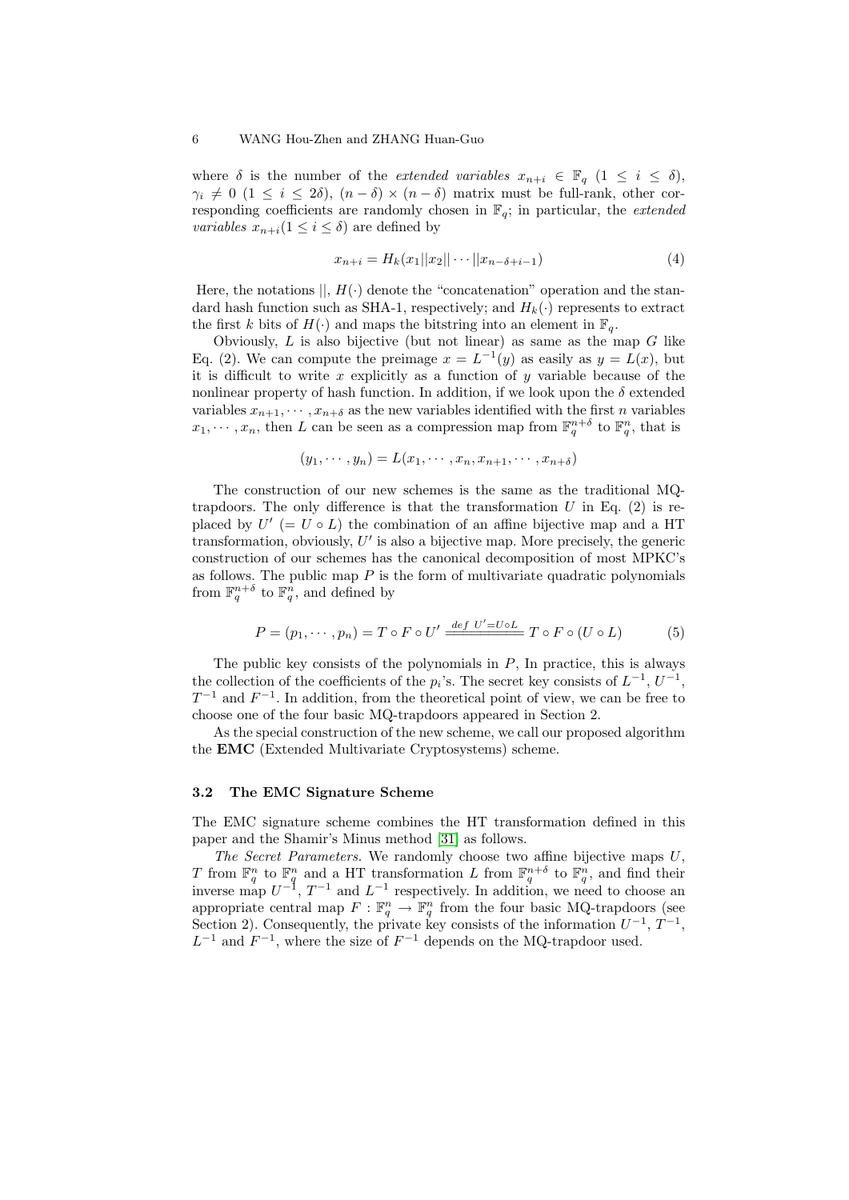where $\delta$ is the number of the *extended variables* $x_{n+i} \in \mathbb{F}_q$ $(1 \leq i \leq \delta)$, $\gamma_i \neq 0$ $(1 \leq i \leq 2\delta)$, $(n-\delta) \times (n-\delta)$ matrix must be full-rank, other corresponding coefficients are randomly chosen in $\mathbb{F}_q$; in particular, the *extended variables* $x_{n+i}(1 \leq i \leq \delta)$ are defined by

$$x_{n+i} = H_k(x_1||x_2||\cdots||x_{n-\delta+i-1}) \tag{4}$$

Here, the notations $||$, $H(\cdot)$ denote the "concatenation" operation and the standard hash function such as SHA-1, respectively; and $H_k(\cdot)$ represents to extract the first $k$ bits of $H(\cdot)$ and maps the bitstring into an element in $\mathbb{F}_q$.

Obviously, $L$ is also bijective (but not linear) as same as the map $G$ like Eq. (2). We can compute the preimage $x = L^{-1}(y)$ as easily as $y = L(x)$, but it is difficult to write $x$ explicitly as a function of $y$ variable because of the nonlinear property of hash function. In addition, if we look upon the $\delta$ extended variables $x_{n+1}, \cdots, x_{n+\delta}$ as the new variables identified with the first $n$ variables $x_1, \cdots, x_n$, then $L$ can be seen as a compression map from $\mathbb{F}_q^{n+\delta}$ to $\mathbb{F}_q^n$, that is

$$(y_1, \cdots, y_n) = L(x_1, \cdots, x_n, x_{n+1}, \cdots, x_{n+\delta})$$

The construction of our new schemes is the same as the traditional MQ-trapdoors. The only difference is that the transformation $U$ in Eq. (2) is replaced by $U'$ $(= U \circ L)$ the combination of an affine bijective map and a HT transformation, obviously, $U'$ is also a bijective map. More precisely, the generic construction of our schemes has the canonical decomposition of most MPKC's as follows. The public map $P$ is the form of multivariate quadratic polynomials from $\mathbb{F}_q^{n+\delta}$ to $\mathbb{F}_q^n$, and defined by

$$P = (p_1, \cdots, p_n) = T \circ F \circ U' \xlongequal{def\ U'=U \circ L} T \circ F \circ (U \circ L) \tag{5}$$

The public key consists of the polynomials in $P$, In practice, this is always the collection of the coefficients of the $p_i$'s. The secret key consists of $L^{-1}$, $U^{-1}$, $T^{-1}$ and $F^{-1}$. In addition, from the theoretical point of view, we can be free to choose one of the four basic MQ-trapdoors appeared in Section 2.

As the special construction of the new scheme, we call our proposed algorithm the **EMC** (Extended Multivariate Cryptosystems) scheme.

### 3.2 The EMC Signature Scheme

The EMC signature scheme combines the HT transformation defined in this paper and the Shamir's Minus method [31] as follows.

*The Secret Parameters.* We randomly choose two affine bijective maps $U$, $T$ from $\mathbb{F}_q^n$ to $\mathbb{F}_q^n$ and a HT transformation $L$ from $\mathbb{F}_q^{n+\delta}$ to $\mathbb{F}_q^n$, and find their inverse map $U^{-1}$, $T^{-1}$ and $L^{-1}$ respectively. In addition, we need to choose an appropriate central map $F : \mathbb{F}_q^n \to \mathbb{F}_q^n$ from the four basic MQ-trapdoors (see Section 2). Consequently, the private key consists of the information $U^{-1}$, $T^{-1}$, $L^{-1}$ and $F^{-1}$, where the size of $F^{-1}$ depends on the MQ-trapdoor used.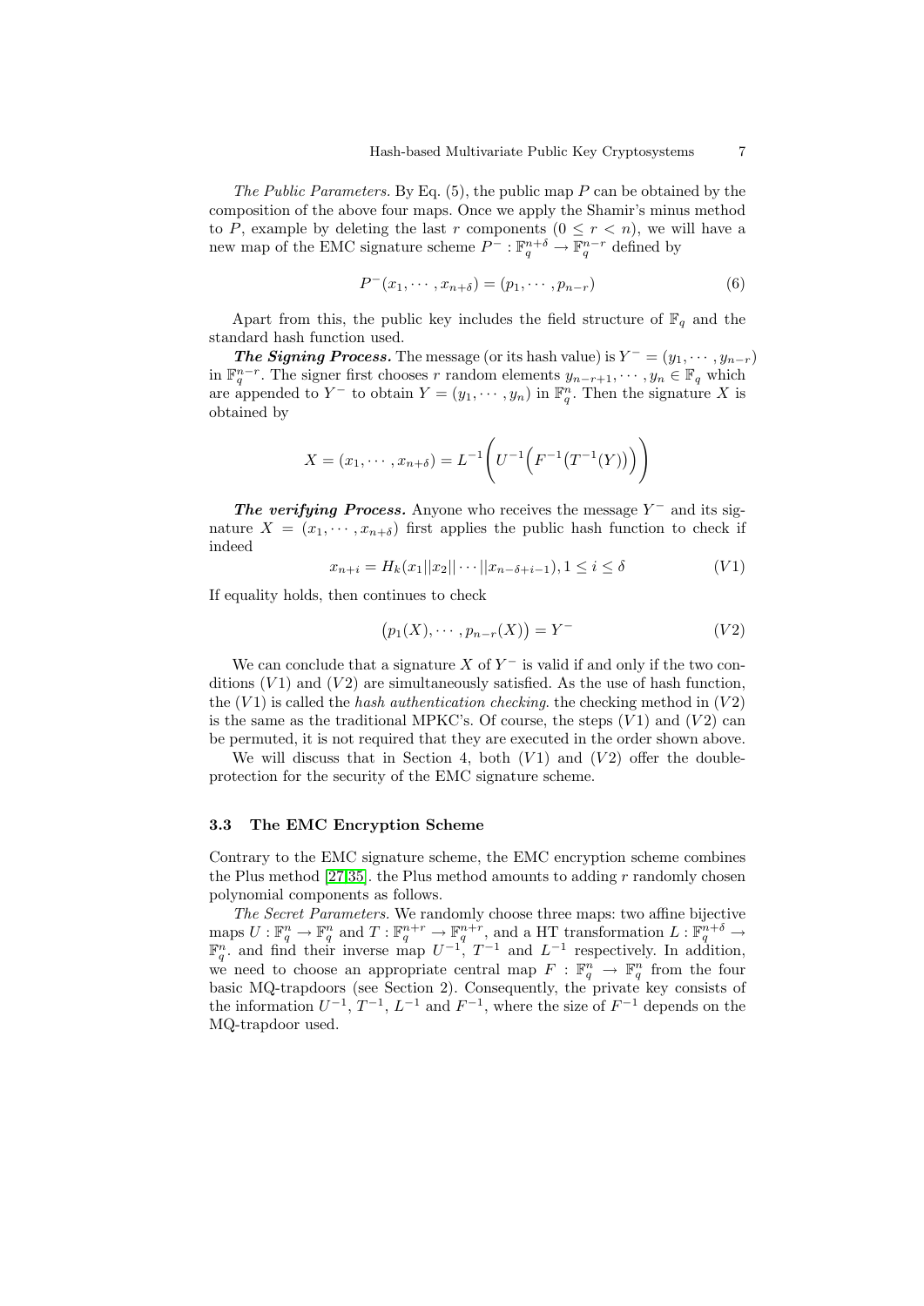*The Public Parameters.* By Eq. (5), the public map $P$ can be obtained by the composition of the above four maps. Once we apply the Shamir's minus method to $P$, example by deleting the last $r$ components $(0 \leq r < n)$, we will have a new map of the EMC signature scheme $P^- : \mathbb{F}_q^{n+\delta} \to \mathbb{F}_q^{n-r}$ defined by

$$P^-(x_1, \cdots, x_{n+\delta}) = (p_1, \cdots, p_{n-r}) \tag{6}$$

Apart from this, the public key includes the field structure of $\mathbb{F}_q$ and the standard hash function used.

***The Signing Process.*** The message (or its hash value) is $Y^- = (y_1, \cdots, y_{n-r})$ in $\mathbb{F}_q^{n-r}$. The signer first chooses $r$ random elements $y_{n-r+1}, \cdots, y_n \in \mathbb{F}_q$ which are appended to $Y^-$ to obtain $Y = (y_1, \cdots, y_n)$ in $\mathbb{F}_q^n$. Then the signature $X$ is obtained by

$$X = (x_1, \cdots, x_{n+\delta}) = L^{-1}\Bigg(U^{-1}\Big(F^{-1}\big(T^{-1}(Y)\big)\Big)\Bigg)$$

***The verifying Process.*** Anyone who receives the message $Y^-$ and its signature $X = (x_1, \cdots, x_{n+\delta})$ first applies the public hash function to check if indeed

$$x_{n+i} = H_k(x_1||x_2||\cdots||x_{n-\delta+i-1}), 1 \leq i \leq \delta \tag{V1}$$

If equality holds, then continues to check

$$\big(p_1(X), \cdots, p_{n-r}(X)\big) = Y^- \tag{V2}$$

We can conclude that a signature $X$ of $Y^-$ is valid if and only if the two conditions $(V1)$ and $(V2)$ are simultaneously satisfied. As the use of hash function, the $(V1)$ is called the *hash authentication checking*. the checking method in $(V2)$ is the same as the traditional MPKC's. Of course, the steps $(V1)$ and $(V2)$ can be permuted, it is not required that they are executed in the order shown above.

We will discuss that in Section 4, both $(V1)$ and $(V2)$ offer the double-protection for the security of the EMC signature scheme.

### 3.3 The EMC Encryption Scheme

Contrary to the EMC signature scheme, the EMC encryption scheme combines the Plus method [27,35]. the Plus method amounts to adding $r$ randomly chosen polynomial components as follows.

*The Secret Parameters.* We randomly choose three maps: two affine bijective maps $U : \mathbb{F}_q^n \to \mathbb{F}_q^n$ and $T : \mathbb{F}_q^{n+r} \to \mathbb{F}_q^{n+r}$, and a HT transformation $L : \mathbb{F}_q^{n+\delta} \to \mathbb{F}_q^n$. and find their inverse map $U^{-1}$, $T^{-1}$ and $L^{-1}$ respectively. In addition, we need to choose an appropriate central map $F : \mathbb{F}_q^n \to \mathbb{F}_q^n$ from the four basic MQ-trapdoors (see Section 2). Consequently, the private key consists of the information $U^{-1}$, $T^{-1}$, $L^{-1}$ and $F^{-1}$, where the size of $F^{-1}$ depends on the MQ-trapdoor used.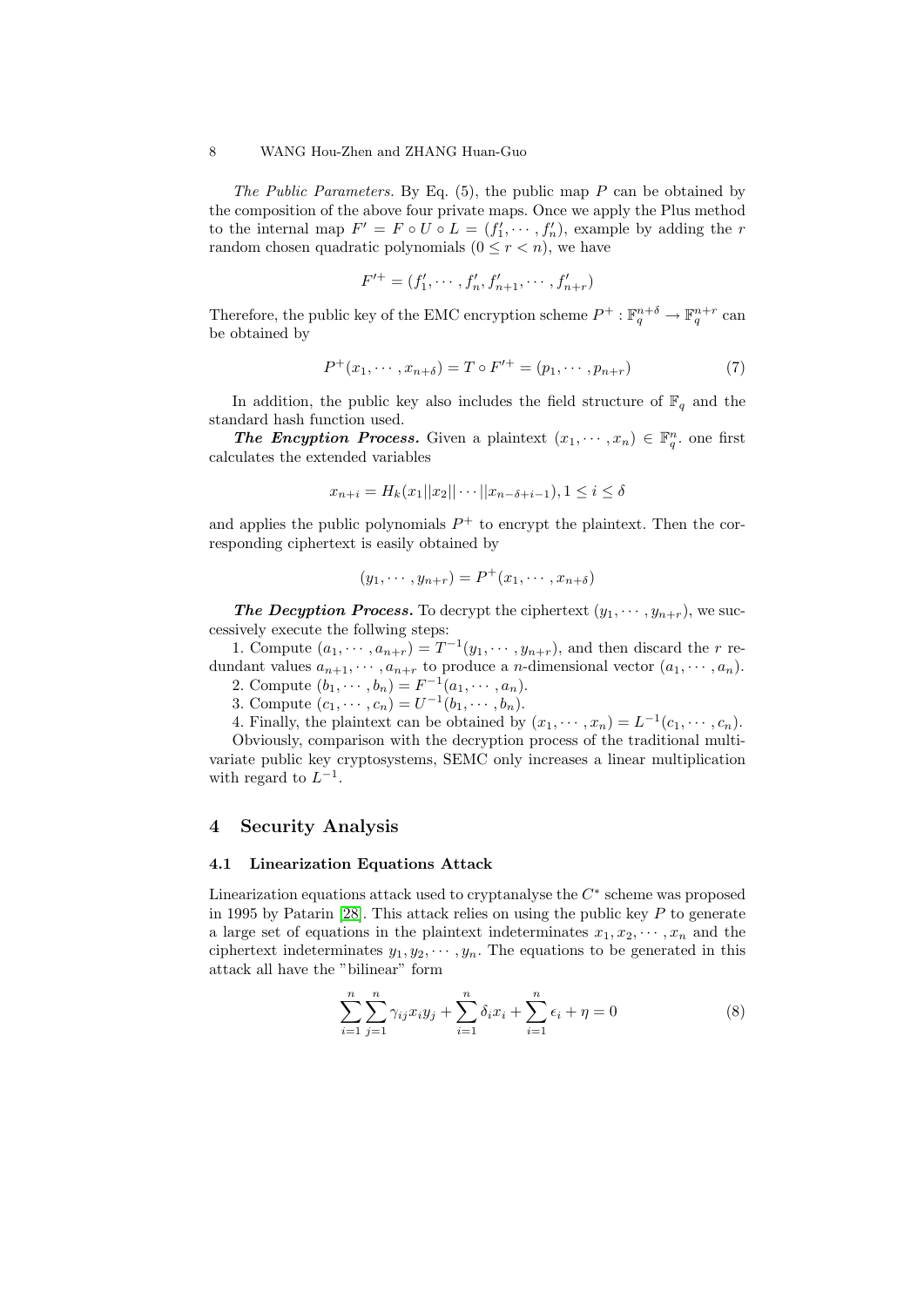*The Public Parameters.* By Eq. (5), the public map $P$ can be obtained by the composition of the above four private maps. Once we apply the Plus method to the internal map $F' = F \circ U \circ L = (f'_1, \cdots, f'_n)$, example by adding the $r$ random chosen quadratic polynomials $(0 \leq r < n)$, we have

$$F'^{+} = (f'_1, \cdots, f'_n, f'_{n+1}, \cdots, f'_{n+r})$$

Therefore, the public key of the EMC encryption scheme $P^+ : \mathbb{F}_q^{n+\delta} \rightarrow \mathbb{F}_q^{n+r}$ can be obtained by

$$P^+(x_1, \cdots, x_{n+\delta}) = T \circ F'^{+} = (p_1, \cdots, p_{n+r}) \tag{7}$$

In addition, the public key also includes the field structure of $\mathbb{F}_q$ and the standard hash function used.

***The Encyption Process.*** Given a plaintext $(x_1, \cdots, x_n) \in \mathbb{F}_q^n$. one first calculates the extended variables

$$x_{n+i} = H_k(x_1||x_2||\cdots||x_{n-\delta+i-1}), 1 \leq i \leq \delta$$

and applies the public polynomials $P^+$ to encrypt the plaintext. Then the corresponding ciphertext is easily obtained by

$$(y_1, \cdots, y_{n+r}) = P^+(x_1, \cdots, x_{n+\delta})$$

***The Decyption Process.*** To decrypt the ciphertext $(y_1, \cdots, y_{n+r})$, we successively execute the follwing steps:

1. Compute $(a_1, \cdots, a_{n+r}) = T^{-1}(y_1, \cdots, y_{n+r})$, and then discard the $r$ redundant values $a_{n+1}, \cdots, a_{n+r}$ to produce a $n$-dimensional vector $(a_1, \cdots, a_n)$.
2. Compute $(b_1, \cdots, b_n) = F^{-1}(a_1, \cdots, a_n)$.
3. Compute $(c_1, \cdots, c_n) = U^{-1}(b_1, \cdots, b_n)$.
4. Finally, the plaintext can be obtained by $(x_1, \cdots, x_n) = L^{-1}(c_1, \cdots, c_n)$.

Obviously, comparison with the decryption process of the traditional multivariate public key cryptosystems, SEMC only increases a linear multiplication with regard to $L^{-1}$.

## 4 Security Analysis

### 4.1 Linearization Equations Attack

Linearization equations attack used to cryptanalyse the $C^*$ scheme was proposed in 1995 by Patarin [28]. This attack relies on using the public key $P$ to generate a large set of equations in the plaintext indeterminates $x_1, x_2, \cdots, x_n$ and the ciphertext indeterminates $y_1, y_2, \cdots, y_n$. The equations to be generated in this attack all have the "bilinear" form

$$\sum_{i=1}^{n}\sum_{j=1}^{n} \gamma_{ij} x_i y_j + \sum_{i=1}^{n} \delta_i x_i + \sum_{i=1}^{n} \epsilon_i + \eta = 0 \tag{8}$$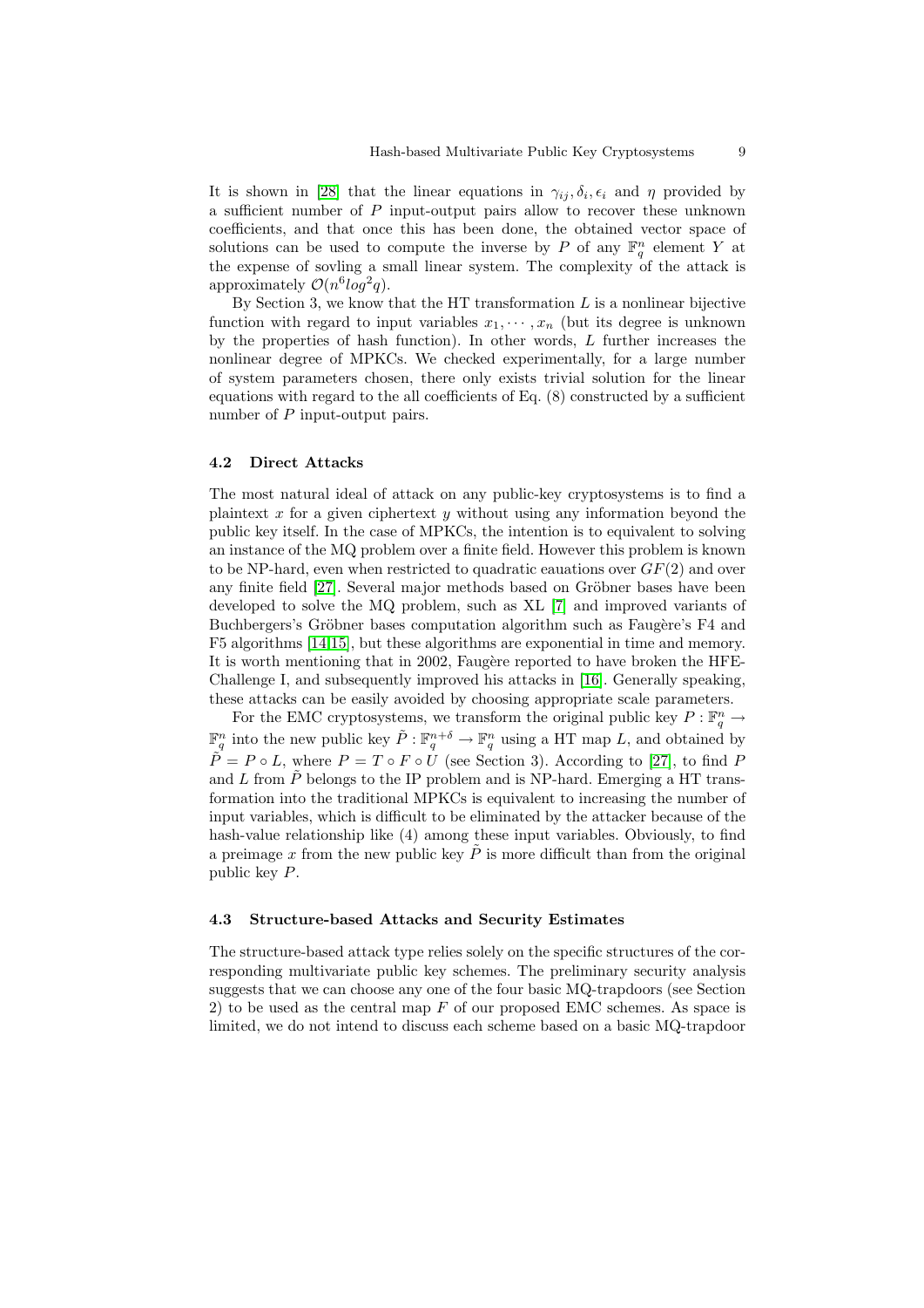It is shown in [28] that the linear equations in $\gamma_{ij}, \delta_i, \epsilon_i$ and $\eta$ provided by a sufficient number of $P$ input-output pairs allow to recover these unknown coefficients, and that once this has been done, the obtained vector space of solutions can be used to compute the inverse by $P$ of any $\mathbb{F}_q^n$ element $Y$ at the expense of sovling a small linear system. The complexity of the attack is approximately $\mathcal{O}(n^6 log^2 q)$.

By Section 3, we know that the HT transformation $L$ is a nonlinear bijective function with regard to input variables $x_1, \cdots, x_n$ (but its degree is unknown by the properties of hash function). In other words, $L$ further increases the nonlinear degree of MPKCs. We checked experimentally, for a large number of system parameters chosen, there only exists trivial solution for the linear equations with regard to the all coefficients of Eq. (8) constructed by a sufficient number of $P$ input-output pairs.

### 4.2 Direct Attacks

The most natural ideal of attack on any public-key cryptosystems is to find a plaintext $x$ for a given ciphertext $y$ without using any information beyond the public key itself. In the case of MPKCs, the intention is to equivalent to solving an instance of the MQ problem over a finite field. However this problem is known to be NP-hard, even when restricted to quadratic eauations over $GF(2)$ and over any finite field [27]. Several major methods based on Gröbner bases have been developed to solve the MQ problem, such as XL [7] and improved variants of Buchbergers's Gröbner bases computation algorithm such as Faugère's F4 and F5 algorithms [14,15], but these algorithms are exponential in time and memory. It is worth mentioning that in 2002, Faugère reported to have broken the HFE-Challenge I, and subsequently improved his attacks in [16]. Generally speaking, these attacks can be easily avoided by choosing appropriate scale parameters.

For the EMC cryptosystems, we transform the original public key $P : \mathbb{F}_q^n \rightarrow \mathbb{F}_q^n$ into the new public key $\tilde{P} : \mathbb{F}_q^{n+\delta} \rightarrow \mathbb{F}_q^n$ using a HT map $L$, and obtained by $\tilde{P} = P \circ L$, where $P = T \circ F \circ U$ (see Section 3). According to [27], to find $P$ and $L$ from $\tilde{P}$ belongs to the IP problem and is NP-hard. Emerging a HT transformation into the traditional MPKCs is equivalent to increasing the number of input variables, which is difficult to be eliminated by the attacker because of the hash-value relationship like (4) among these input variables. Obviously, to find a preimage $x$ from the new public key $\tilde{P}$ is more difficult than from the original public key $P$.

### 4.3 Structure-based Attacks and Security Estimates

The structure-based attack type relies solely on the specific structures of the corresponding multivariate public key schemes. The preliminary security analysis suggests that we can choose any one of the four basic MQ-trapdoors (see Section 2) to be used as the central map $F$ of our proposed EMC schemes. As space is limited, we do not intend to discuss each scheme based on a basic MQ-trapdoor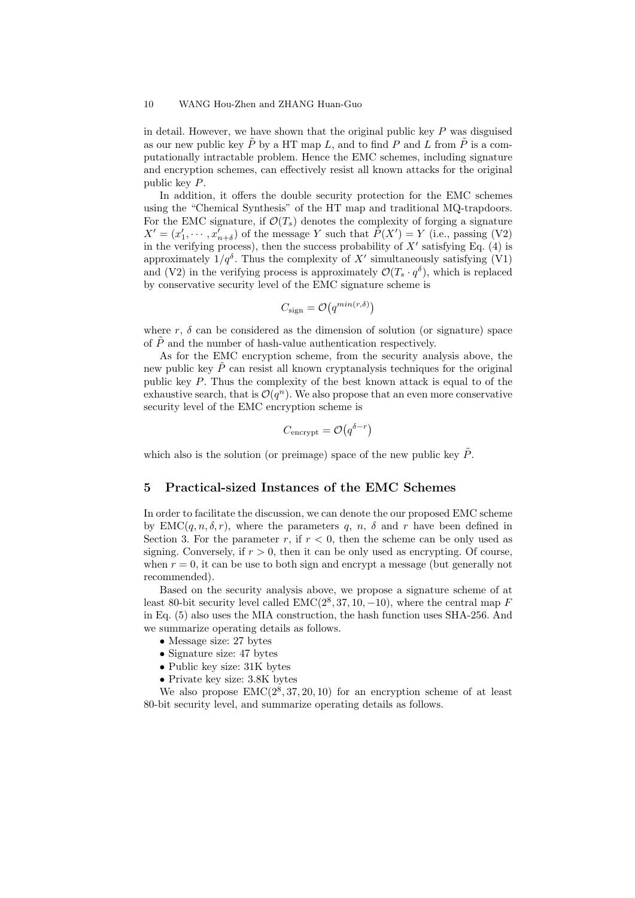in detail. However, we have shown that the original public key $P$ was disguised as our new public key $\tilde{P}$ by a HT map $L$, and to find $P$ and $L$ from $\tilde{P}$ is a computationally intractable problem. Hence the EMC schemes, including signature and encryption schemes, can effectively resist all known attacks for the original public key $P$.

In addition, it offers the double security protection for the EMC schemes using the "Chemical Synthesis" of the HT map and traditional MQ-trapdoors. For the EMC signature, if $\mathcal{O}(T_s)$ denotes the complexity of forging a signature $X' = (x'_1, \cdots, x'_{n+\delta})$ of the message $Y$ such that $\tilde{P}(X') = Y$ (i.e., passing (V2) in the verifying process), then the success probability of $X'$ satisfying Eq. (4) is approximately $1/q^{\delta}$. Thus the complexity of $X'$ simultaneously satisfying (V1) and (V2) in the verifying process is approximately $\mathcal{O}(T_s \cdot q^{\delta})$, which is replaced by conservative security level of the EMC signature scheme is

$$C_{\text{sign}} = \mathcal{O}\big(q^{min(r,\delta)}\big)$$

where $r$, $\delta$ can be considered as the dimension of solution (or signature) space of $\tilde{P}$ and the number of hash-value authentication respectively.

As for the EMC encryption scheme, from the security analysis above, the new public key $\tilde{P}$ can resist all known cryptanalysis techniques for the original public key $P$. Thus the complexity of the best known attack is equal to of the exhaustive search, that is $\mathcal{O}(q^n)$. We also propose that an even more conservative security level of the EMC encryption scheme is

$$C_{\text{encrypt}} = \mathcal{O}\big(q^{\delta - r}\big)$$

which also is the solution (or preimage) space of the new public key $\tilde{P}$.

## 5 Practical-sized Instances of the EMC Schemes

In order to facilitate the discussion, we can denote the our proposed EMC scheme by EMC$(q, n, \delta, r)$, where the parameters $q$, $n$, $\delta$ and $r$ have been defined in Section 3. For the parameter $r$, if $r < 0$, then the scheme can be only used as signing. Conversely, if $r > 0$, then it can be only used as encrypting. Of course, when $r = 0$, it can be use to both sign and encrypt a message (but generally not recommended).

Based on the security analysis above, we propose a signature scheme of at least 80-bit security level called EMC$(2^8, 37, 10, -10)$, where the central map $F$ in Eq. (5) also uses the MIA construction, the hash function uses SHA-256. And we summarize operating details as follows.

- Message size: 27 bytes
- Signature size: 47 bytes
- Public key size: 31K bytes
- Private key size: 3.8K bytes

We also propose EMC$(2^8, 37, 20, 10)$ for an encryption scheme of at least 80-bit security level, and summarize operating details as follows.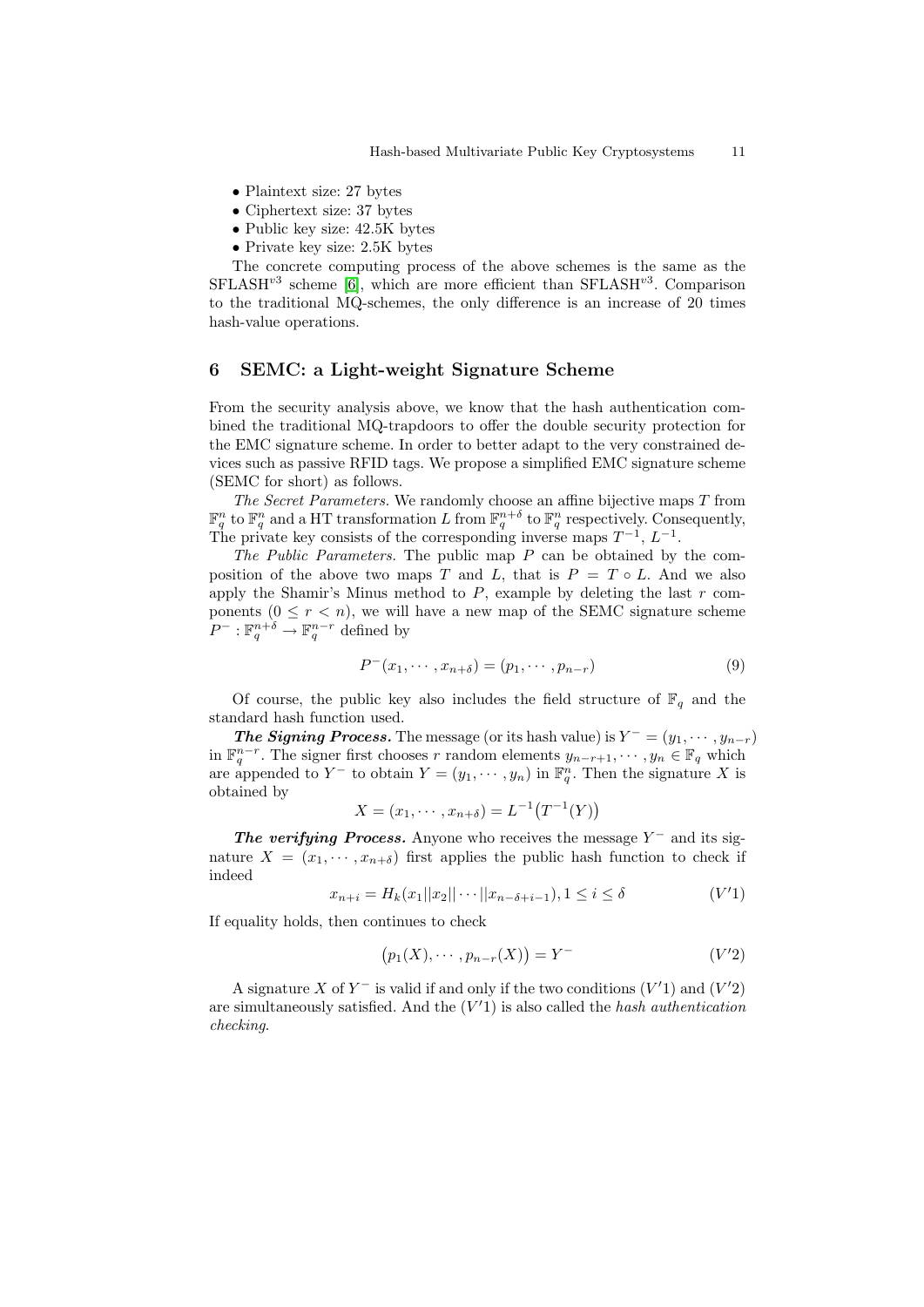- Plaintext size: 27 bytes
- Ciphertext size: 37 bytes
- Public key size: 42.5K bytes
- Private key size: 2.5K bytes

The concrete computing process of the above schemes is the same as the SFLASH$^{v3}$ scheme [6], which are more efficient than SFLASH$^{v3}$. Comparison to the traditional MQ-schemes, the only difference is an increase of 20 times hash-value operations.

## 6 SEMC: a Light-weight Signature Scheme

From the security analysis above, we know that the hash authentication combined the traditional MQ-trapdoors to offer the double security protection for the EMC signature scheme. In order to better adapt to the very constrained devices such as passive RFID tags. We propose a simplified EMC signature scheme (SEMC for short) as follows.

*The Secret Parameters.* We randomly choose an affine bijective maps $T$ from $\mathbb{F}_q^n$ to $\mathbb{F}_q^n$ and a HT transformation $L$ from $\mathbb{F}_q^{n+\delta}$ to $\mathbb{F}_q^n$ respectively. Consequently, The private key consists of the corresponding inverse maps $T^{-1}$, $L^{-1}$.

*The Public Parameters.* The public map $P$ can be obtained by the composition of the above two maps $T$ and $L$, that is $P = T \circ L$. And we also apply the Shamir's Minus method to $P$, example by deleting the last $r$ components $(0 \le r < n)$, we will have a new map of the SEMC signature scheme $P^- : \mathbb{F}_q^{n+\delta} \to \mathbb{F}_q^{n-r}$ defined by

$$P^-(x_1, \cdots, x_{n+\delta}) = (p_1, \cdots, p_{n-r}) \tag{9}$$

Of course, the public key also includes the field structure of $\mathbb{F}_q$ and the standard hash function used.

***The Signing Process.*** The message (or its hash value) is $Y^- = (y_1, \cdots, y_{n-r})$ in $\mathbb{F}_q^{n-r}$. The signer first chooses $r$ random elements $y_{n-r+1}, \cdots, y_n \in \mathbb{F}_q$ which are appended to $Y^-$ to obtain $Y = (y_1, \cdots, y_n)$ in $\mathbb{F}_q^n$. Then the signature $X$ is obtained by

$$X = (x_1, \cdots, x_{n+\delta}) = L^{-1}\big(T^{-1}(Y)\big)$$

***The verifying Process.*** Anyone who receives the message $Y^-$ and its signature $X = (x_1, \cdots, x_{n+\delta})$ first applies the public hash function to check if indeed

$$x_{n+i} = H_k(x_1||x_2||\cdots||x_{n-\delta+i-1}), 1 \le i \le \delta \tag{$V'1$}$$

If equality holds, then continues to check

$$\big(p_1(X), \cdots, p_{n-r}(X)\big) = Y^- \tag{$V'2$}$$

A signature $X$ of $Y^-$ is valid if and only if the two conditions $(V'1)$ and $(V'2)$ are simultaneously satisfied. And the $(V'1)$ is also called the *hash authentication checking*.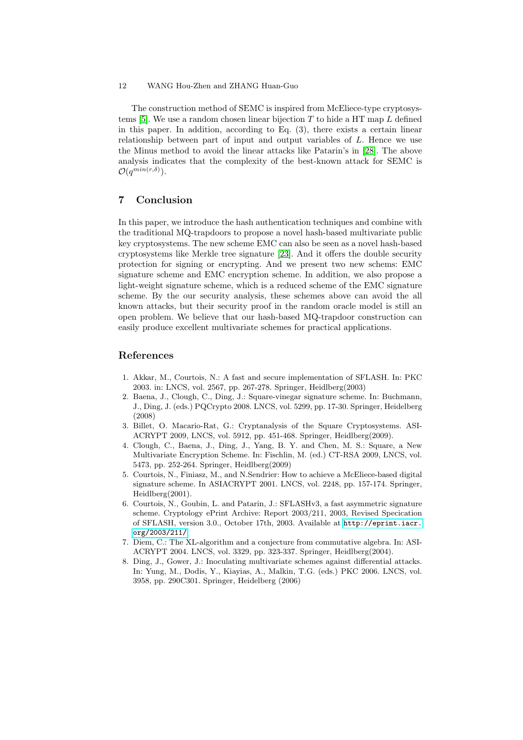The construction method of SEMC is inspired from McEliece-type cryptosystems [5]. We use a random chosen linear bijection $T$ to hide a HT map $L$ defined in this paper. In addition, according to Eq. (3), there exists a certain linear relationship between part of input and output variables of $L$. Hence we use the Minus method to avoid the linear attacks like Patarin's in [28]. The above analysis indicates that the complexity of the best-known attack for SEMC is $\mathcal{O}(q^{min(r,\delta)})$.

## 7 Conclusion

In this paper, we introduce the hash authentication techniques and combine with the traditional MQ-trapdoors to propose a novel hash-based multivariate public key cryptosystems. The new scheme EMC can also be seen as a novel hash-based cryptosystems like Merkle tree signature [23]. And it offers the double security protection for signing or encrypting. And we present two new schems: EMC signature scheme and EMC encryption scheme. In addition, we also propose a light-weight signature scheme, which is a reduced scheme of the EMC signature scheme. By the our security analysis, these schemes above can avoid the all known attacks, but their security proof in the random oracle model is still an open problem. We believe that our hash-based MQ-trapdoor construction can easily produce excellent multivariate schemes for practical applications.

## References

1. Akkar, M., Courtois, N.: A fast and secure implementation of SFLASH. In: PKC 2003. in: LNCS, vol. 2567, pp. 267-278. Springer, Heidlberg(2003)
2. Baena, J., Clough, C., Ding, J.: Square-vinegar signature scheme. In: Buchmann, J., Ding, J. (eds.) PQCrypto 2008. LNCS, vol. 5299, pp. 17-30. Springer, Heidelberg (2008)
3. Billet, O. Macario-Rat, G.: Cryptanalysis of the Square Cryptosystems. ASIACRYPT 2009, LNCS, vol. 5912, pp. 451-468. Springer, Heidlberg(2009).
4. Clough, C., Baena, J., Ding, J., Yang, B. Y. and Chen, M. S.: Square, a New Multivariate Encryption Scheme. In: Fischlin, M. (ed.) CT-RSA 2009, LNCS, vol. 5473, pp. 252-264. Springer, Heidlberg(2009)
5. Courtois, N., Finiasz, M., and N.Sendrier: How to achieve a McEliece-based digital signature scheme. In ASIACRYPT 2001. LNCS, vol. 2248, pp. 157-174. Springer, Heidlberg(2001).
6. Courtois, N., Goubin, L. and Patarin, J.: SFLASHv3, a fast asymmetric signature scheme. Cryptology ePrint Archive: Report 2003/211, 2003, Revised Specication of SFLASH, version 3.0., October 17th, 2003. Available at http://eprint.iacr.org/2003/211/
7. Diem, C.: The XL-algorithm and a conjecture from commutative algebra. In: ASIACRYPT 2004. LNCS, vol. 3329, pp. 323-337. Springer, Heidlberg(2004).
8. Ding, J., Gower, J.: Inoculating multivariate schemes against differential attacks. In: Yung, M., Dodis, Y., Kiayias, A., Malkin, T.G. (eds.) PKC 2006. LNCS, vol. 3958, pp. 290C301. Springer, Heidelberg (2006)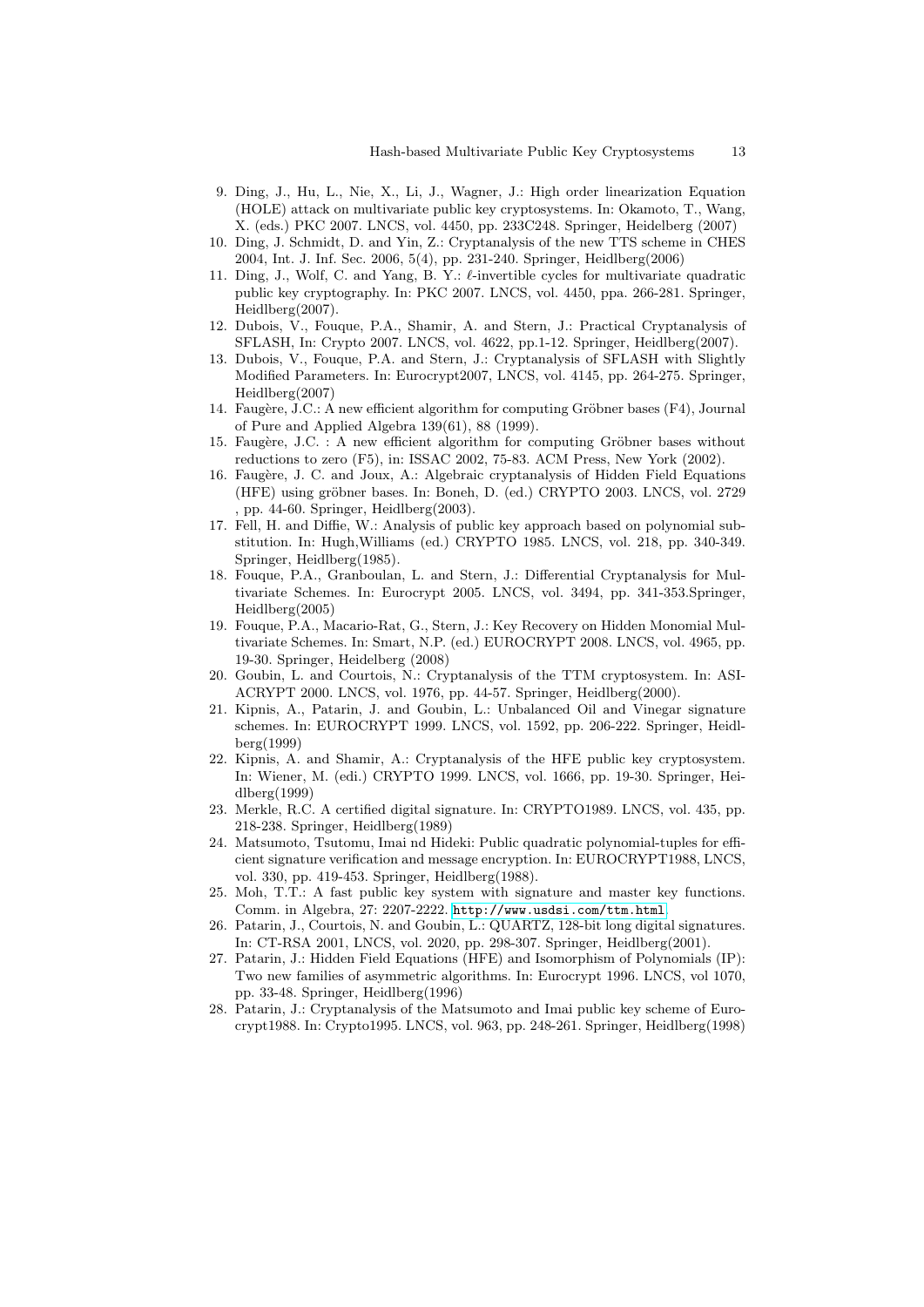9. Ding, J., Hu, L., Nie, X., Li, J., Wagner, J.: High order linearization Equation (HOLE) attack on multivariate public key cryptosystems. In: Okamoto, T., Wang, X. (eds.) PKC 2007. LNCS, vol. 4450, pp. 233C248. Springer, Heidelberg (2007)
10. Ding, J. Schmidt, D. and Yin, Z.: Cryptanalysis of the new TTS scheme in CHES 2004, Int. J. Inf. Sec. 2006, 5(4), pp. 231-240. Springer, Heidlberg(2006)
11. Ding, J., Wolf, C. and Yang, B. Y.: $\ell$-invertible cycles for multivariate quadratic public key cryptography. In: PKC 2007. LNCS, vol. 4450, ppa. 266-281. Springer, Heidlberg(2007).
12. Dubois, V., Fouque, P.A., Shamir, A. and Stern, J.: Practical Cryptanalysis of SFLASH, In: Crypto 2007. LNCS, vol. 4622, pp.1-12. Springer, Heidlberg(2007).
13. Dubois, V., Fouque, P.A. and Stern, J.: Cryptanalysis of SFLASH with Slightly Modified Parameters. In: Eurocrypt2007, LNCS, vol. 4145, pp. 264-275. Springer, Heidlberg(2007)
14. Faugère, J.C.: A new efficient algorithm for computing Gröbner bases (F4), Journal of Pure and Applied Algebra 139(61), 88 (1999).
15. Faugère, J.C. : A new efficient algorithm for computing Gröbner bases without reductions to zero (F5), in: ISSAC 2002, 75-83. ACM Press, New York (2002).
16. Faugère, J. C. and Joux, A.: Algebraic cryptanalysis of Hidden Field Equations (HFE) using gröbner bases. In: Boneh, D. (ed.) CRYPTO 2003. LNCS, vol. 2729 , pp. 44-60. Springer, Heidlberg(2003).
17. Fell, H. and Diffie, W.: Analysis of public key approach based on polynomial substitution. In: Hugh,Williams (ed.) CRYPTO 1985. LNCS, vol. 218, pp. 340-349. Springer, Heidlberg(1985).
18. Fouque, P.A., Granboulan, L. and Stern, J.: Differential Cryptanalysis for Multivariate Schemes. In: Eurocrypt 2005. LNCS, vol. 3494, pp. 341-353.Springer, Heidlberg(2005)
19. Fouque, P.A., Macario-Rat, G., Stern, J.: Key Recovery on Hidden Monomial Multivariate Schemes. In: Smart, N.P. (ed.) EUROCRYPT 2008. LNCS, vol. 4965, pp. 19-30. Springer, Heidelberg (2008)
20. Goubin, L. and Courtois, N.: Cryptanalysis of the TTM cryptosystem. In: ASIACRYPT 2000. LNCS, vol. 1976, pp. 44-57. Springer, Heidlberg(2000).
21. Kipnis, A., Patarin, J. and Goubin, L.: Unbalanced Oil and Vinegar signature schemes. In: EUROCRYPT 1999. LNCS, vol. 1592, pp. 206-222. Springer, Heidlberg(1999)
22. Kipnis, A. and Shamir, A.: Cryptanalysis of the HFE public key cryptosystem. In: Wiener, M. (edi.) CRYPTO 1999. LNCS, vol. 1666, pp. 19-30. Springer, Heidlberg(1999)
23. Merkle, R.C. A certified digital signature. In: CRYPTO1989. LNCS, vol. 435, pp. 218-238. Springer, Heidlberg(1989)
24. Matsumoto, Tsutomu, Imai nd Hideki: Public quadratic polynomial-tuples for efficient signature verification and message encryption. In: EUROCRYPT1988, LNCS, vol. 330, pp. 419-453. Springer, Heidlberg(1988).
25. Moh, T.T.: A fast public key system with signature and master key functions. Comm. in Algebra, 27: 2207-2222. http://www.usdsi.com/ttm.html
26. Patarin, J., Courtois, N. and Goubin, L.: QUARTZ, 128-bit long digital signatures. In: CT-RSA 2001, LNCS, vol. 2020, pp. 298-307. Springer, Heidlberg(2001).
27. Patarin, J.: Hidden Field Equations (HFE) and Isomorphism of Polynomials (IP): Two new families of asymmetric algorithms. In: Eurocrypt 1996. LNCS, vol 1070, pp. 33-48. Springer, Heidlberg(1996)
28. Patarin, J.: Cryptanalysis of the Matsumoto and Imai public key scheme of Eurocrypt1988. In: Crypto1995. LNCS, vol. 963, pp. 248-261. Springer, Heidlberg(1998)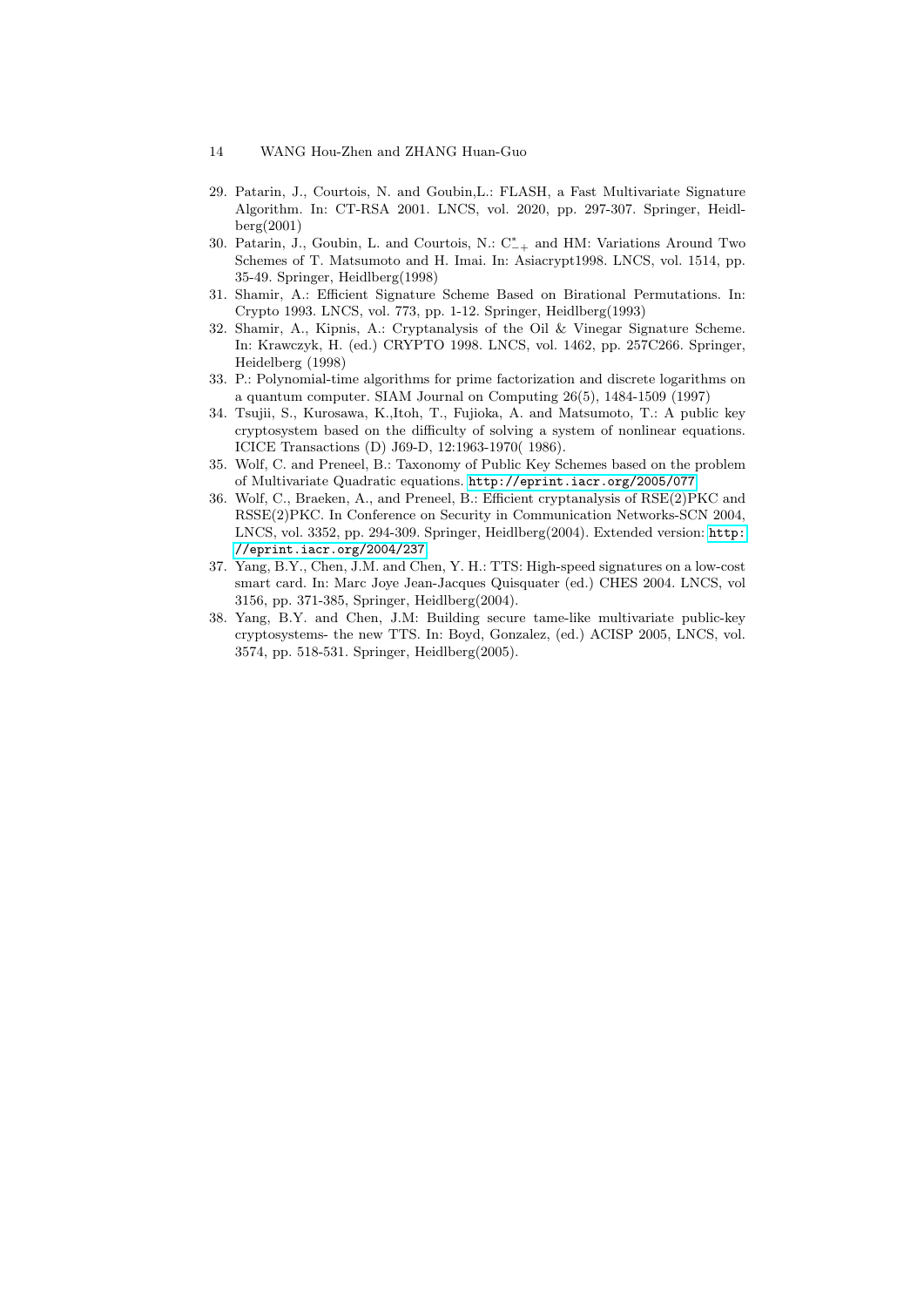29. Patarin, J., Courtois, N. and Goubin,L.: FLASH, a Fast Multivariate Signature Algorithm. In: CT-RSA 2001. LNCS, vol. 2020, pp. 297-307. Springer, Heidlberg(2001)
30. Patarin, J., Goubin, L. and Courtois, N.: $C^*_{-+}$ and HM: Variations Around Two Schemes of T. Matsumoto and H. Imai. In: Asiacrypt1998. LNCS, vol. 1514, pp. 35-49. Springer, Heidlberg(1998)
31. Shamir, A.: Efficient Signature Scheme Based on Birational Permutations. In: Crypto 1993. LNCS, vol. 773, pp. 1-12. Springer, Heidlberg(1993)
32. Shamir, A., Kipnis, A.: Cryptanalysis of the Oil & Vinegar Signature Scheme. In: Krawczyk, H. (ed.) CRYPTO 1998. LNCS, vol. 1462, pp. 257C266. Springer, Heidelberg (1998)
33. P.: Polynomial-time algorithms for prime factorization and discrete logarithms on a quantum computer. SIAM Journal on Computing 26(5), 1484-1509 (1997)
34. Tsujii, S., Kurosawa, K.,Itoh, T., Fujioka, A. and Matsumoto, T.: A public key cryptosystem based on the difficulty of solving a system of nonlinear equations. ICICE Transactions (D) J69-D, 12:1963-1970( 1986).
35. Wolf, C. and Preneel, B.: Taxonomy of Public Key Schemes based on the problem of Multivariate Quadratic equations. http://eprint.iacr.org/2005/077
36. Wolf, C., Braeken, A., and Preneel, B.: Efficient cryptanalysis of RSE(2)PKC and RSSE(2)PKC. In Conference on Security in Communication Networks-SCN 2004, LNCS, vol. 3352, pp. 294-309. Springer, Heidlberg(2004). Extended version: http://eprint.iacr.org/2004/237
37. Yang, B.Y., Chen, J.M. and Chen, Y. H.: TTS: High-speed signatures on a low-cost smart card. In: Marc Joye Jean-Jacques Quisquater (ed.) CHES 2004. LNCS, vol 3156, pp. 371-385, Springer, Heidlberg(2004).
38. Yang, B.Y. and Chen, J.M: Building secure tame-like multivariate public-key cryptosystems- the new TTS. In: Boyd, Gonzalez, (ed.) ACISP 2005, LNCS, vol. 3574, pp. 518-531. Springer, Heidlberg(2005).